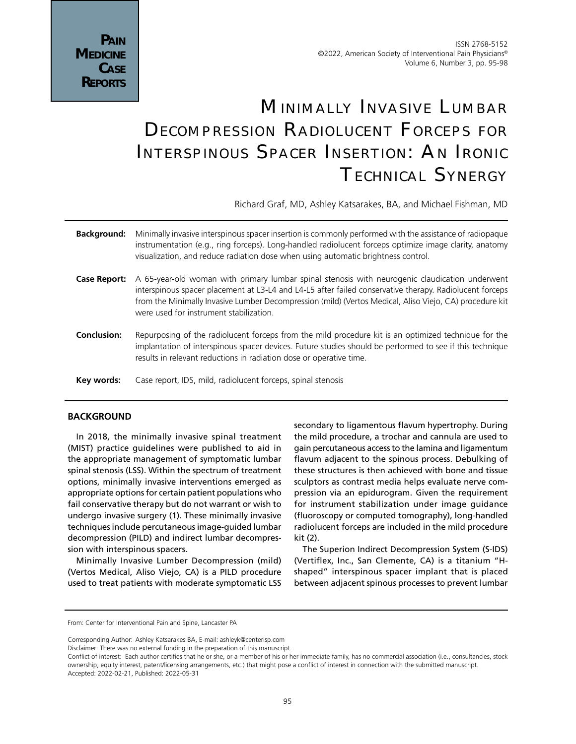# Minimally Invasive Lumbar Decompression Radiolucent Forceps for Interspinous Spacer Insertion: An Ironic Technical Synergy

Richard Graf, MD, Ashley Katsarakes, BA, and Michael Fishman, MD

**Background:** Minimally invasive interspinous spacer insertion is commonly performed with the assistance of radiopaque instrumentation (e.g., ring forceps). Long-handled radiolucent forceps optimize image clarity, anatomy visualization, and reduce radiation dose when using automatic brightness control.

**Case Report:** A 65-year-old woman with primary lumbar spinal stenosis with neurogenic claudication underwent interspinous spacer placement at L3-L4 and L4-L5 after failed conservative therapy. Radiolucent forceps from the Minimally Invasive Lumber Decompression (mild) (Vertos Medical, Aliso Viejo, CA) procedure kit were used for instrument stabilization.

**Conclusion:** Repurposing of the radiolucent forceps from the mild procedure kit is an optimized technique for the implantation of interspinous spacer devices. Future studies should be performed to see if this technique results in relevant reductions in radiation dose or operative time.

**Key words:** Case report, IDS, mild, radiolucent forceps, spinal stenosis

## BACKGROUND

In 2018, the minimally invasive spinal treatment (MIST) practice guidelines were published to aid in the appropriate management of symptomatic lumbar spinal stenosis (LSS). Within the spectrum of treatment options, minimally invasive interventions emerged as appropriate options for certain patient populations who fail conservative therapy but do not warrant or wish to undergo invasive surgery (1). These minimally invasive techniques include percutaneous image-guided lumbar decompression (PILD) and indirect lumbar decompression with interspinous spacers.

Minimally Invasive Lumber Decompression (mild) (Vertos Medical, Aliso Viejo, CA) is a PILD procedure used to treat patients with moderate symptomatic LSS secondary to ligamentous flavum hypertrophy. During the mild procedure, a trochar and cannula are used to gain percutaneous access to the lamina and ligamentum flavum adjacent to the spinous process. Debulking of these structures is then achieved with bone and tissue sculptors as contrast media helps evaluate nerve compression via an epidurogram. Given the requirement for instrument stabilization under image guidance (fluoroscopy or computed tomography), long-handled radiolucent forceps are included in the mild procedure kit (2).

The Superion Indirect Decompression System (S-IDS) (Vertiflex, Inc., San Clemente, CA) is a titanium "H-shaped" interspinous spacer implant that is placed between adjacent spinous processes to prevent lumbar

From: Center for Interventional Pain and Spine, Lancaster PA

Corresponding Author: Ashley Katsarakes BA, E-mail: ashleyk@centerisp.com

Disclaimer: There was no external funding in the preparation of this manuscript.

Conflict of interest: Each author certifies that he or she, or a member of his or her immediate family, has no commercial association (i.e., consultancies, stock ownership, equity interest, patent/licensing arrangements, etc.) that might pose a conflict of interest in connection with the submitted manuscript.

Accepted: 2022-02-21, Published: 2022-05-31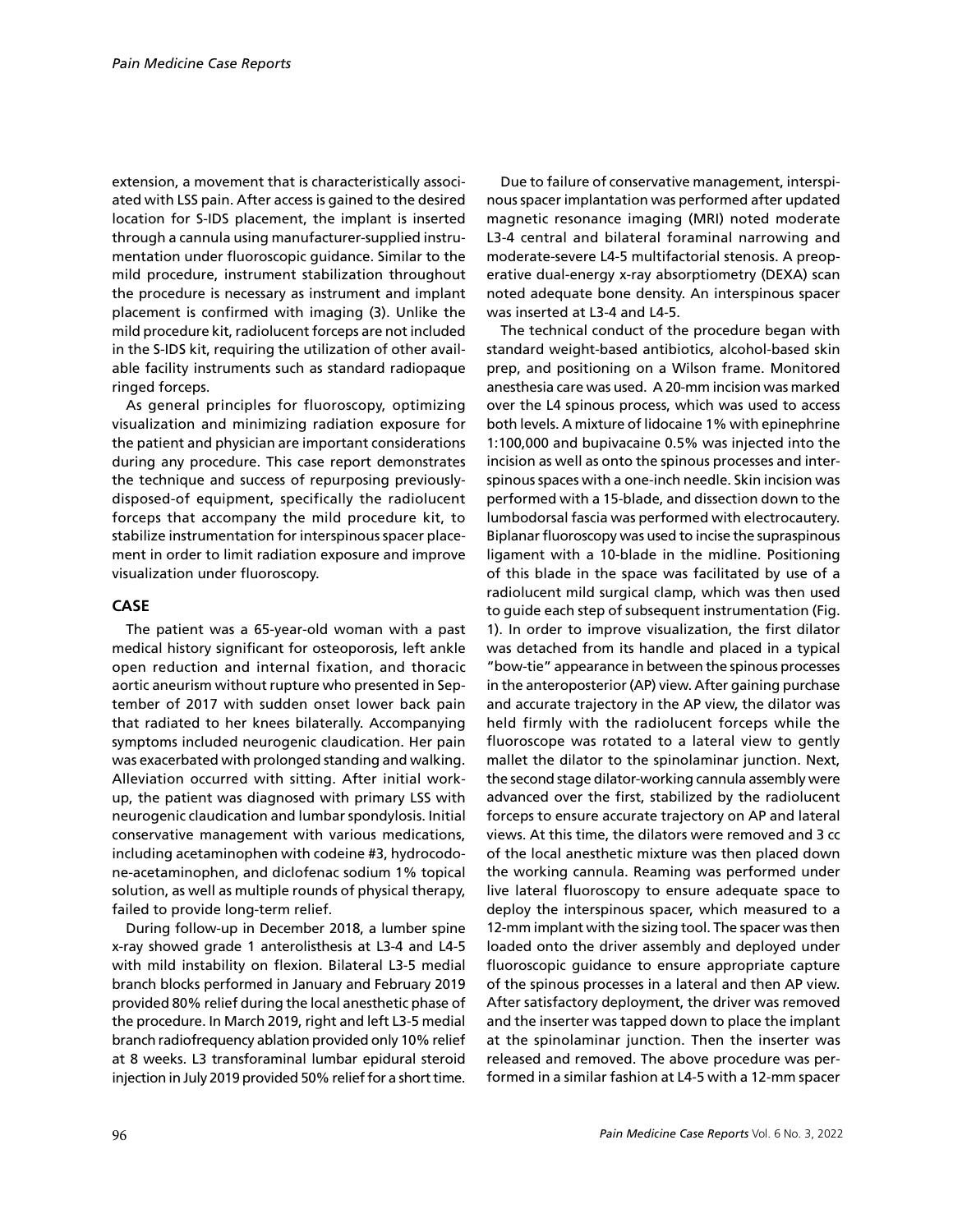extension, a movement that is characteristically associated with LSS pain. After access is gained to the desired location for S-IDS placement, the implant is inserted through a cannula using manufacturer-supplied instrumentation under fluoroscopic guidance. Similar to the mild procedure, instrument stabilization throughout the procedure is necessary as instrument and implant placement is confirmed with imaging (3). Unlike the mild procedure kit, radiolucent forceps are not included in the S-IDS kit, requiring the utilization of other available facility instruments such as standard radiopaque ringed forceps.

As general principles for fluoroscopy, optimizing visualization and minimizing radiation exposure for the patient and physician are important considerations during any procedure. This case report demonstrates the technique and success of repurposing previously-disposed-of equipment, specifically the radiolucent forceps that accompany the mild procedure kit, to stabilize instrumentation for interspinous spacer placement in order to limit radiation exposure and improve visualization under fluoroscopy.

## CASE

The patient was a 65-year-old woman with a past medical history significant for osteoporosis, left ankle open reduction and internal fixation, and thoracic aortic aneurism without rupture who presented in September of 2017 with sudden onset lower back pain that radiated to her knees bilaterally. Accompanying symptoms included neurogenic claudication. Her pain was exacerbated with prolonged standing and walking. Alleviation occurred with sitting. After initial workup, the patient was diagnosed with primary LSS with neurogenic claudication and lumbar spondylosis. Initial conservative management with various medications, including acetaminophen with codeine #3, hydrocodone-acetaminophen, and diclofenac sodium 1% topical solution, as well as multiple rounds of physical therapy, failed to provide long-term relief.

During follow-up in December 2018, a lumber spine x-ray showed grade 1 anterolisthesis at L3-4 and L4-5 with mild instability on flexion. Bilateral L3-5 medial branch blocks performed in January and February 2019 provided 80% relief during the local anesthetic phase of the procedure. In March 2019, right and left L3-5 medial branch radiofrequency ablation provided only 10% relief at 8 weeks. L3 transforaminal lumbar epidural steroid injection in July 2019 provided 50% relief for a short time.

Due to failure of conservative management, interspinous spacer implantation was performed after updated magnetic resonance imaging (MRI) noted moderate L3-4 central and bilateral foraminal narrowing and moderate-severe L4-5 multifactorial stenosis. A preoperative dual-energy x-ray absorptiometry (DEXA) scan noted adequate bone density. An interspinous spacer was inserted at L3-4 and L4-5.

The technical conduct of the procedure began with standard weight-based antibiotics, alcohol-based skin prep, and positioning on a Wilson frame. Monitored anesthesia care was used. A 20-mm incision was marked over the L4 spinous process, which was used to access both levels. A mixture of lidocaine 1% with epinephrine 1:100,000 and bupivacaine 0.5% was injected into the incision as well as onto the spinous processes and interspinous spaces with a one-inch needle. Skin incision was performed with a 15-blade, and dissection down to the lumbodorsal fascia was performed with electrocautery. Biplanar fluoroscopy was used to incise the supraspinous ligament with a 10-blade in the midline. Positioning of this blade in the space was facilitated by use of a radiolucent mild surgical clamp, which was then used to guide each step of subsequent instrumentation (Fig. 1). In order to improve visualization, the first dilator was detached from its handle and placed in a typical "bow-tie" appearance in between the spinous processes in the anteroposterior (AP) view. After gaining purchase and accurate trajectory in the AP view, the dilator was held firmly with the radiolucent forceps while the fluoroscope was rotated to a lateral view to gently mallet the dilator to the spinolaminar junction. Next, the second stage dilator-working cannula assembly were advanced over the first, stabilized by the radiolucent forceps to ensure accurate trajectory on AP and lateral views. At this time, the dilators were removed and 3 cc of the local anesthetic mixture was then placed down the working cannula. Reaming was performed under live lateral fluoroscopy to ensure adequate space to deploy the interspinous spacer, which measured to a 12-mm implant with the sizing tool. The spacer was then loaded onto the driver assembly and deployed under fluoroscopic guidance to ensure appropriate capture of the spinous processes in a lateral and then AP view. After satisfactory deployment, the driver was removed and the inserter was tapped down to place the implant at the spinolaminar junction. Then the inserter was released and removed. The above procedure was performed in a similar fashion at L4-5 with a 12-mm spacer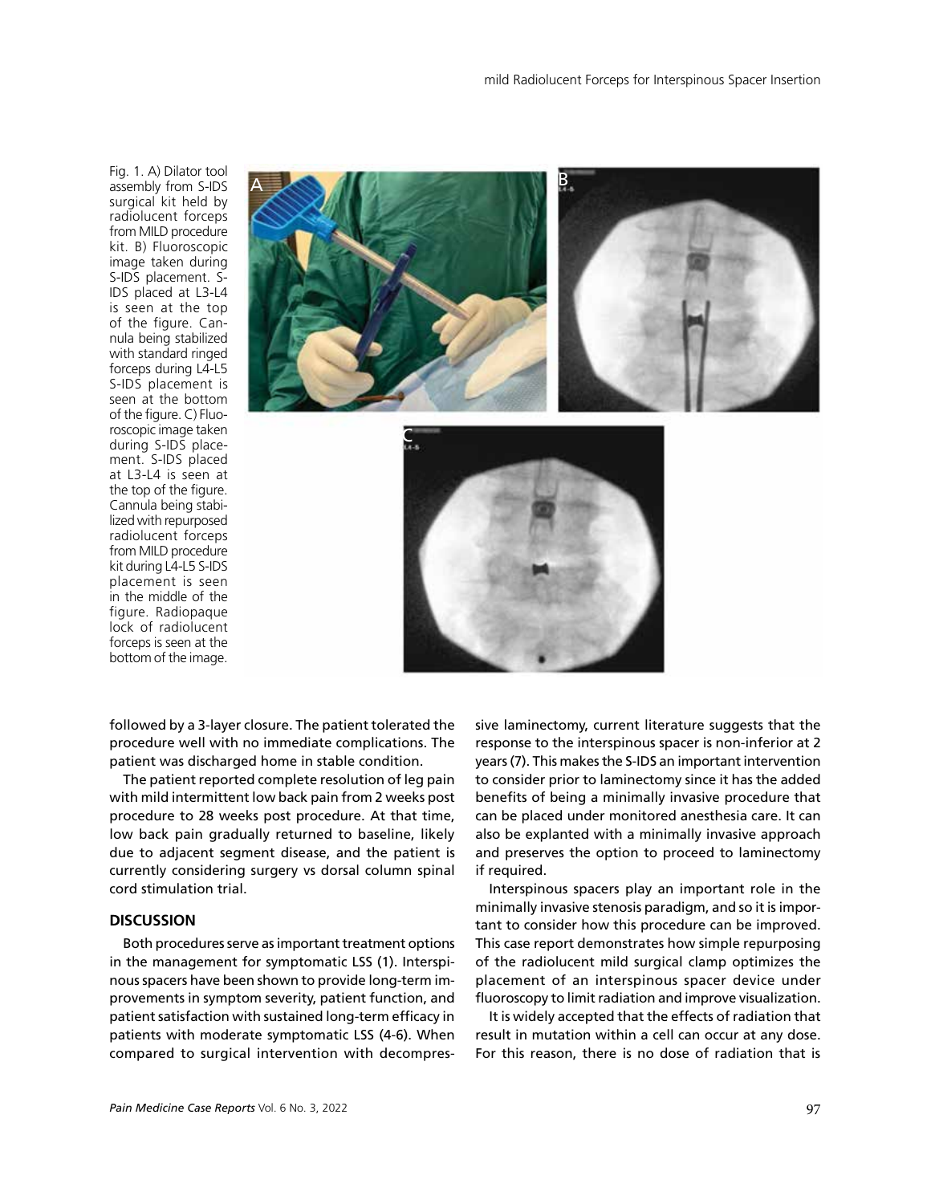Fig. 1. A) Dilator tool assembly from S-IDS surgical kit held by radiolucent forceps from MILD procedure kit. B) Fluoroscopic image taken during S-IDS placement. S-IDS placed at L3-L4 is seen at the top of the figure. Cannula being stabilized with standard ringed forceps during L4-L5 S-IDS placement is seen at the bottom of the figure. C) Fluoroscopic image taken during S-IDS placement. S-IDS placed at L3-L4 is seen at the top of the figure. Cannula being stabilized with repurposed radiolucent forceps from MILD procedure kit during L4-L5 S-IDS placement is seen in the middle of the figure. Radiopaque lock of radiolucent forceps is seen at the bottom of the image.

followed by a 3-layer closure. The patient tolerated the procedure well with no immediate complications. The patient was discharged home in stable condition.

The patient reported complete resolution of leg pain with mild intermittent low back pain from 2 weeks post procedure to 28 weeks post procedure. At that time, low back pain gradually returned to baseline, likely due to adjacent segment disease, and the patient is currently considering surgery vs dorsal column spinal cord stimulation trial.

## DISCUSSION

Both procedures serve as important treatment options in the management for symptomatic LSS (1). Interspinous spacers have been shown to provide long-term improvements in symptom severity, patient function, and patient satisfaction with sustained long-term efficacy in patients with moderate symptomatic LSS (4-6). When compared to surgical intervention with decompressive laminectomy, current literature suggests that the response to the interspinous spacer is non-inferior at 2 years (7). This makes the S-IDS an important intervention to consider prior to laminectomy since it has the added benefits of being a minimally invasive procedure that can be placed under monitored anesthesia care. It can also be explanted with a minimally invasive approach and preserves the option to proceed to laminectomy if required.

Interspinous spacers play an important role in the minimally invasive stenosis paradigm, and so it is important to consider how this procedure can be improved. This case report demonstrates how simple repurposing of the radiolucent mild surgical clamp optimizes the placement of an interspinous spacer device under fluoroscopy to limit radiation and improve visualization.

It is widely accepted that the effects of radiation that result in mutation within a cell can occur at any dose. For this reason, there is no dose of radiation that is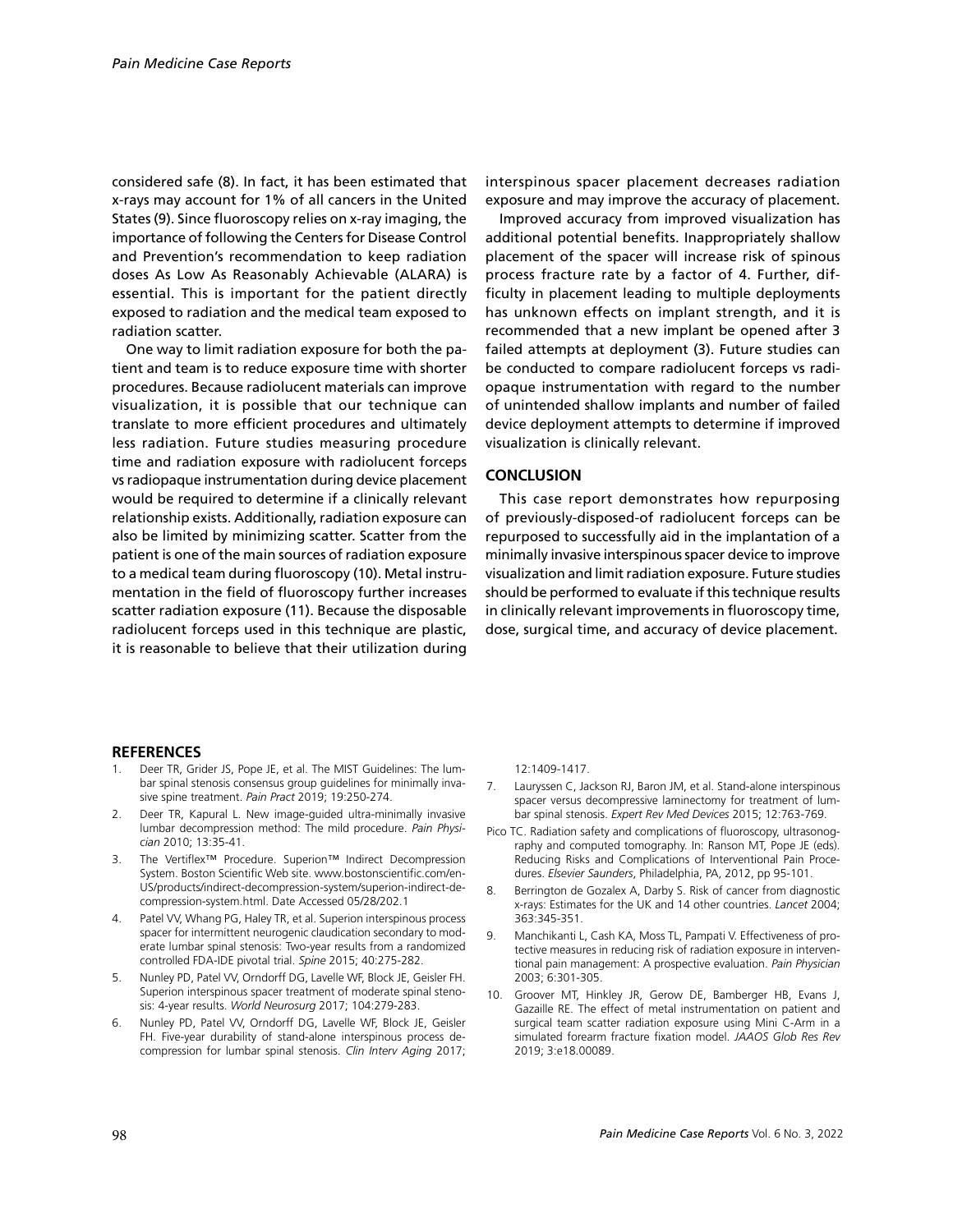considered safe (8). In fact, it has been estimated that x-rays may account for 1% of all cancers in the United States (9). Since fluoroscopy relies on x-ray imaging, the importance of following the Centers for Disease Control and Prevention's recommendation to keep radiation doses As Low As Reasonably Achievable (ALARA) is essential. This is important for the patient directly exposed to radiation and the medical team exposed to radiation scatter.

One way to limit radiation exposure for both the patient and team is to reduce exposure time with shorter procedures. Because radiolucent materials can improve visualization, it is possible that our technique can translate to more efficient procedures and ultimately less radiation. Future studies measuring procedure time and radiation exposure with radiolucent forceps vs radiopaque instrumentation during device placement would be required to determine if a clinically relevant relationship exists. Additionally, radiation exposure can also be limited by minimizing scatter. Scatter from the patient is one of the main sources of radiation exposure to a medical team during fluoroscopy (10). Metal instrumentation in the field of fluoroscopy further increases scatter radiation exposure (11). Because the disposable radiolucent forceps used in this technique are plastic, it is reasonable to believe that their utilization during interspinous spacer placement decreases radiation exposure and may improve the accuracy of placement.

Improved accuracy from improved visualization has additional potential benefits. Inappropriately shallow placement of the spacer will increase risk of spinous process fracture rate by a factor of 4. Further, difficulty in placement leading to multiple deployments has unknown effects on implant strength, and it is recommended that a new implant be opened after 3 failed attempts at deployment (3). Future studies can be conducted to compare radiolucent forceps vs radiopaque instrumentation with regard to the number of unintended shallow implants and number of failed device deployment attempts to determine if improved visualization is clinically relevant.

## CONCLUSION

This case report demonstrates how repurposing of previously-disposed-of radiolucent forceps can be repurposed to successfully aid in the implantation of a minimally invasive interspinous spacer device to improve visualization and limit radiation exposure. Future studies should be performed to evaluate if this technique results in clinically relevant improvements in fluoroscopy time, dose, surgical time, and accuracy of device placement.

## REFERENCES

1. Deer TR, Grider JS, Pope JE, et al. The MIST Guidelines: The lumbar spinal stenosis consensus group guidelines for minimally invasive spine treatment. *Pain Pract* 2019; 19:250-274.
2. Deer TR, Kapural L. New image-guided ultra-minimally invasive lumbar decompression method: The mild procedure. *Pain Physician* 2010; 13:35-41.
3. The Vertiflex™ Procedure. Superion™ Indirect Decompression System. Boston Scientific Web site. www.bostonscientific.com/en-US/products/indirect-decompression-system/superion-indirect-decompression-system.html. Date Accessed 05/28/202.1
4. Patel VV, Whang PG, Haley TR, et al. Superion interspinous process spacer for intermittent neurogenic claudication secondary to moderate lumbar spinal stenosis: Two-year results from a randomized controlled FDA-IDE pivotal trial. *Spine* 2015; 40:275-282.
5. Nunley PD, Patel VV, Orndorff DG, Lavelle WF, Block JE, Geisler FH. Superion interspinous spacer treatment of moderate spinal stenosis: 4-year results. *World Neurosurg* 2017; 104:279-283.
6. Nunley PD, Patel VV, Orndorff DG, Lavelle WF, Block JE, Geisler FH. Five-year durability of stand-alone interspinous process decompression for lumbar spinal stenosis. *Clin Interv Aging* 2017; 12:1409-1417.
7. Lauryssen C, Jackson RJ, Baron JM, et al. Stand-alone interspinous spacer versus decompressive laminectomy for treatment of lumbar spinal stenosis. *Expert Rev Med Devices* 2015; 12:763-769.

Pico TC. Radiation safety and complications of fluoroscopy, ultrasonography and computed tomography. In: Ranson MT, Pope JE (eds). Reducing Risks and Complications of Interventional Pain Procedures. *Elsevier Saunders*, Philadelphia, PA, 2012, pp 95-101.

8. Berrington de Gozalex A, Darby S. Risk of cancer from diagnostic x-rays: Estimates for the UK and 14 other countries. *Lancet* 2004; 363:345-351.
9. Manchikanti L, Cash KA, Moss TL, Pampati V. Effectiveness of protective measures in reducing risk of radiation exposure in interventional pain management: A prospective evaluation. *Pain Physician* 2003; 6:301-305.
10. Groover MT, Hinkley JR, Gerow DE, Bamberger HB, Evans J, Gazaille RE. The effect of metal instrumentation on patient and surgical team scatter radiation exposure using Mini C-Arm in a simulated forearm fracture fixation model. *JAAOS Glob Res Rev* 2019; 3:e18.00089.